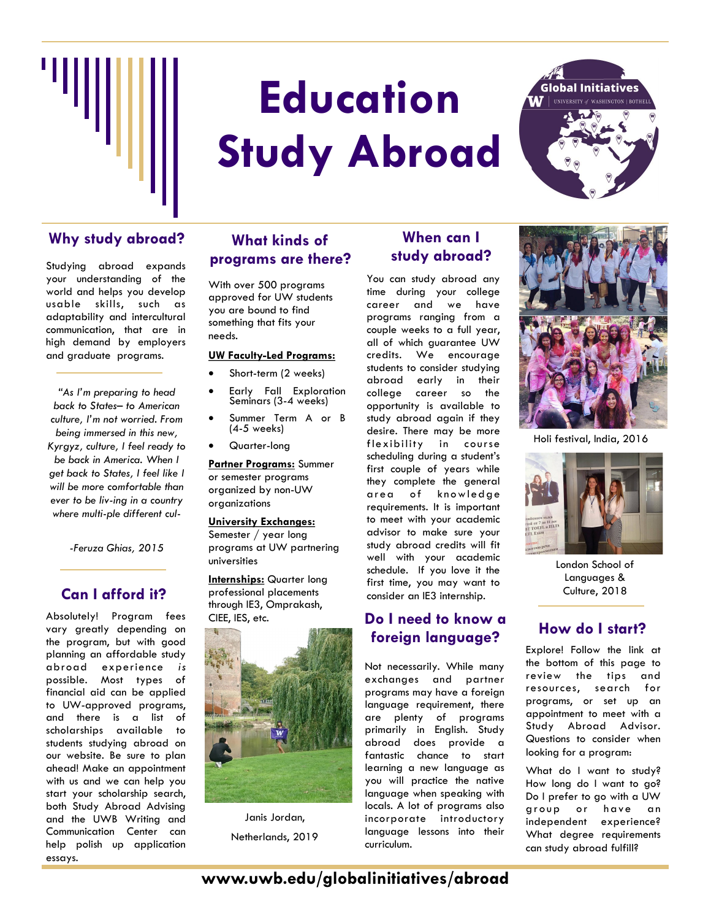# Education Study Abroad

Global Initiatives
UNIVERSITY of WASHINGTON | BOTHELL

## Why study abroad?

Studying abroad expands your understanding of the world and helps you develop usable skills, such as adaptability and intercultural communication, that are in high demand by employers and graduate programs.

*"As I'm preparing to head back to States– to American culture, I'm not worried. From being immersed in this new, Kyrgyz, culture, I feel ready to be back in America. When I get back to States, I feel like I will be more comfortable than ever to be liv-ing in a country where multi-ple different cul-*

*-Feruza Ghias, 2015*

## Can I afford it?

Absolutely! Program fees vary greatly depending on the program, but with good planning an affordable study abroad experience *is* possible. Most types of financial aid can be applied to UW-approved programs, and there is a list of scholarships available to students studying abroad on our website. Be sure to plan ahead! Make an appointment with us and we can help you start your scholarship search, both Study Abroad Advising and the UWB Writing and Communication Center can help polish up application essays.

## What kinds of programs are there?

With over 500 programs approved for UW students you are bound to find something that fits your needs.

**UW Faculty-Led Programs:**

- Short-term (2 weeks)
- Early Fall Exploration Seminars (3-4 weeks)
- Summer Term A or B (4-5 weeks)
- Quarter-long

**Partner Programs:** Summer or semester programs organized by non-UW organizations

**University Exchanges:** Semester / year long programs at UW partnering universities

**Internships:** Quarter long professional placements through IE3, Omprakash, CIEE, IES, etc.

Janis Jordan, Netherlands, 2019

## When can I study abroad?

You can study abroad any time during your college career and we have programs ranging from a couple weeks to a full year, all of which guarantee UW credits. We encourage students to consider studying abroad early in their college career so the opportunity is available to study abroad again if they desire. There may be more flexibility in course scheduling during a student's first couple of years while they complete the general area of knowledge requirements. It is important to meet with your academic advisor to make sure your study abroad credits will fit well with your academic schedule. If you love it the first time, you may want to consider an IE3 internship.

## Do I need to know a foreign language?

Not necessarily. While many exchanges and partner programs may have a foreign language requirement, there are plenty of programs primarily in English. Study abroad does provide a fantastic chance to start learning a new language as you will practice the native language when speaking with locals. A lot of programs also incorporate introductory language lessons into their curriculum.

Holi festival, India, 2016

London School of Languages & Culture, 2018

## How do I start?

Explore! Follow the link at the bottom of this page to review the tips and resources, search for programs, or set up an appointment to meet with a Study Abroad Advisor. Questions to consider when looking for a program:

What do I want to study? How long do I want to go? Do I prefer to go with a UW group or have an independent experience? What degree requirements can study abroad fulfill?

**www.uwb.edu/globalinitiatives/abroad**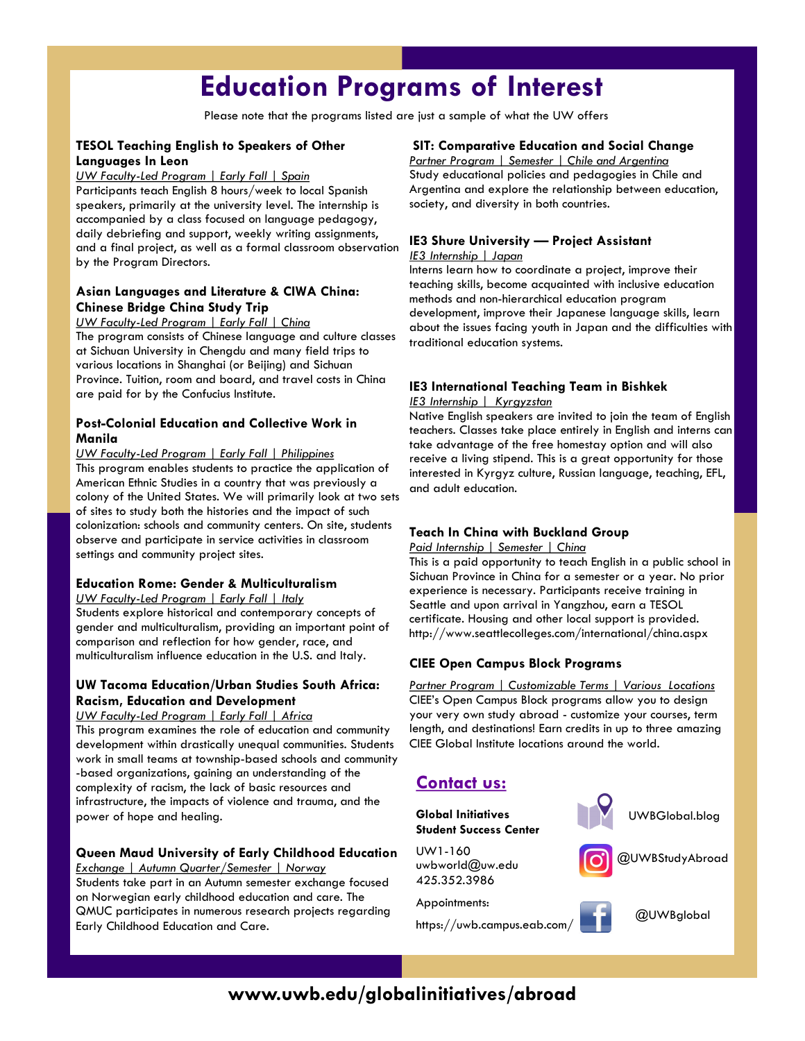# Education Programs of Interest

Please note that the programs listed are just a sample of what the UW offers

### TESOL Teaching English to Speakers of Other Languages In Leon

*UW Faculty-Led Program | Early Fall | Spain*

Participants teach English 8 hours/week to local Spanish speakers, primarily at the university level. The internship is accompanied by a class focused on language pedagogy, daily debriefing and support, weekly writing assignments, and a final project, as well as a formal classroom observation by the Program Directors.

### Asian Languages and Literature & CIWA China: Chinese Bridge China Study Trip

*UW Faculty-Led Program | Early Fall | China*

The program consists of Chinese language and culture classes at Sichuan University in Chengdu and many field trips to various locations in Shanghai (or Beijing) and Sichuan Province. Tuition, room and board, and travel costs in China are paid for by the Confucius Institute.

### Post-Colonial Education and Collective Work in Manila

*UW Faculty-Led Program | Early Fall | Philippines*

This program enables students to practice the application of American Ethnic Studies in a country that was previously a colony of the United States. We will primarily look at two sets of sites to study both the histories and the impact of such colonization: schools and community centers. On site, students observe and participate in service activities in classroom settings and community project sites.

### Education Rome: Gender & Multiculturalism

*UW Faculty-Led Program | Early Fall | Italy*

Students explore historical and contemporary concepts of gender and multiculturalism, providing an important point of comparison and reflection for how gender, race, and multiculturalism influence education in the U.S. and Italy.

### UW Tacoma Education/Urban Studies South Africa: Racism, Education and Development

*UW Faculty-Led Program | Early Fall | Africa*

This program examines the role of education and community development within drastically unequal communities. Students work in small teams at township-based schools and community -based organizations, gaining an understanding of the complexity of racism, the lack of basic resources and infrastructure, the impacts of violence and trauma, and the power of hope and healing.

### Queen Maud University of Early Childhood Education

*Exchange | Autumn Quarter/Semester | Norway*

Students take part in an Autumn semester exchange focused on Norwegian early childhood education and care. The QMUC participates in numerous research projects regarding Early Childhood Education and Care.

### SIT: Comparative Education and Social Change

*Partner Program | Semester | Chile and Argentina*

Study educational policies and pedagogies in Chile and Argentina and explore the relationship between education, society, and diversity in both countries.

### IE3 Shure University — Project Assistant

*IE3 Internship | Japan*

Interns learn how to coordinate a project, improve their teaching skills, become acquainted with inclusive education methods and non-hierarchical education program development, improve their Japanese language skills, learn about the issues facing youth in Japan and the difficulties with traditional education systems.

### IE3 International Teaching Team in Bishkek

*IE3 Internship | Kyrgyzstan*

Native English speakers are invited to join the team of English teachers. Classes take place entirely in English and interns can take advantage of the free homestay option and will also receive a living stipend. This is a great opportunity for those interested in Kyrgyz culture, Russian language, teaching, EFL, and adult education.

### Teach In China with Buckland Group

*Paid Internship | Semester | China*

This is a paid opportunity to teach English in a public school in Sichuan Province in China for a semester or a year. No prior experience is necessary. Participants receive training in Seattle and upon arrival in Yangzhou, earn a TESOL certificate. Housing and other local support is provided. http://www.seattlecolleges.com/international/china.aspx

### CIEE Open Campus Block Programs

*Partner Program | Customizable Terms | Various Locations*

CIEE's Open Campus Block programs allow you to design your very own study abroad - customize your courses, term length, and destinations! Earn credits in up to three amazing CIEE Global Institute locations around the world.

## Contact us:

**Global Initiatives Student Success Center**

UW1-160
uwbworld@uw.edu
425.352.3986

Appointments:
https://uwb.campus.eab.com/

UWBGlobal.blog

@UWBStudyAbroad

@UWBglobal

**www.uwb.edu/globalinitiatives/abroad**